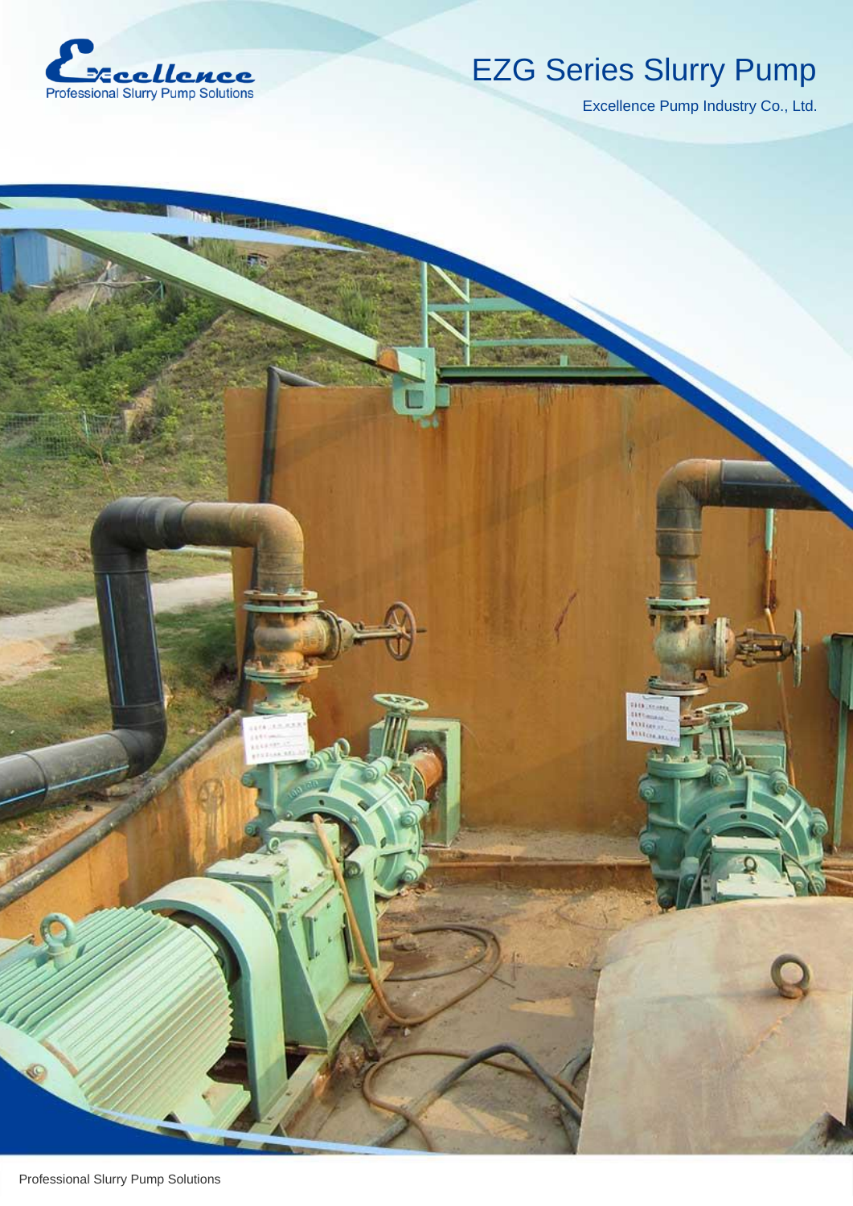Excellence

Professional Slurry Pump Solutions

# EZG Series Slurry Pump

Excellence Pump Industry Co., Ltd.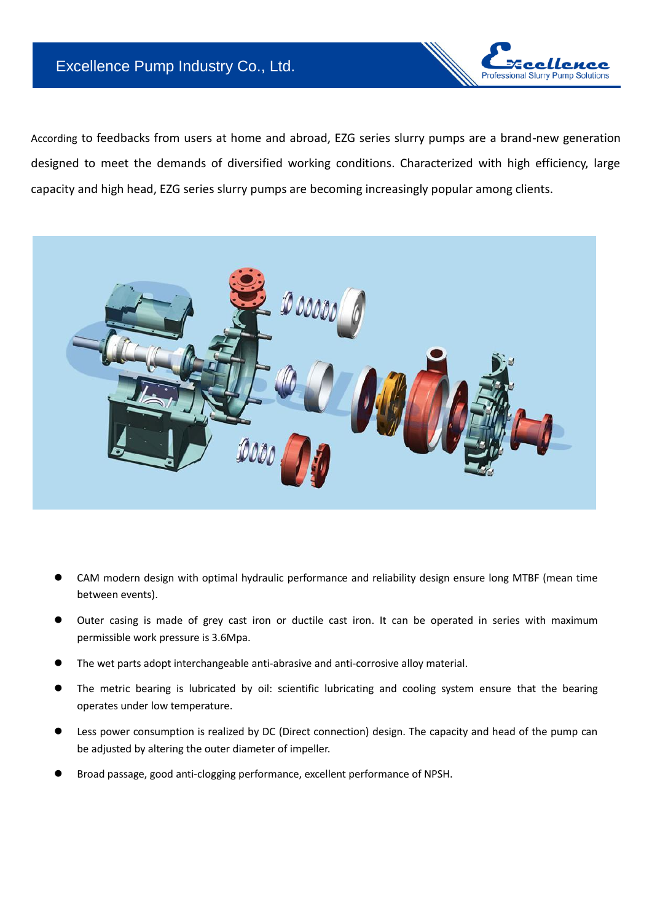According to feedbacks from users at home and abroad, EZG series slurry pumps are a brand-new generation designed to meet the demands of diversified working conditions. Characterized with high efficiency, large capacity and high head, EZG series slurry pumps are becoming increasingly popular among clients.

- CAM modern design with optimal hydraulic performance and reliability design ensure long MTBF (mean time between events).
- Outer casing is made of grey cast iron or ductile cast iron. It can be operated in series with maximum permissible work pressure is 3.6Mpa.
- The wet parts adopt interchangeable anti-abrasive and anti-corrosive alloy material.
- The metric bearing is lubricated by oil: scientific lubricating and cooling system ensure that the bearing operates under low temperature.
- Less power consumption is realized by DC (Direct connection) design. The capacity and head of the pump can be adjusted by altering the outer diameter of impeller.
- Broad passage, good anti-clogging performance, excellent performance of NPSH.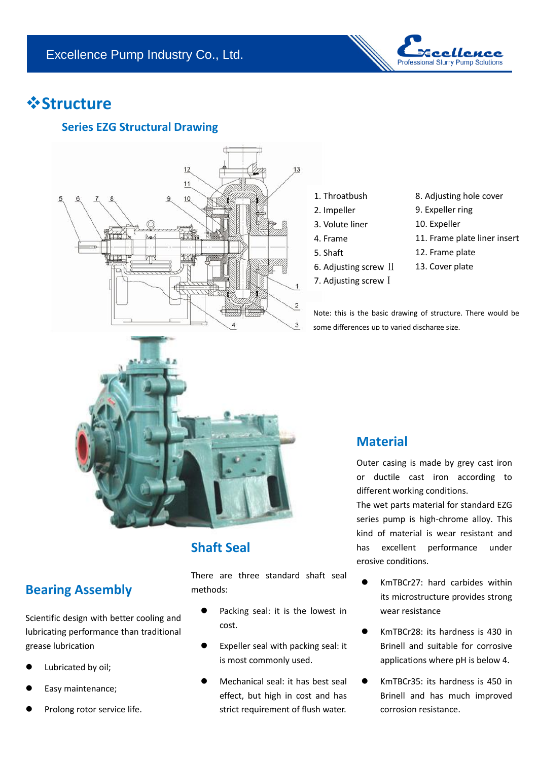## ❖Structure

### Series EZG Structural Drawing

1. Throatbush
2. Impeller
3. Volute liner
4. Frame
5. Shaft
6. Adjusting screw Ⅱ
7. Adjusting screw Ⅰ
8. Adjusting hole cover
9. Expeller ring
10. Expeller
11. Frame plate liner insert
12. Frame plate
13. Cover plate

Note: this is the basic drawing of structure. There would be some differences up to varied discharge size.

### Material

Outer casing is made by grey cast iron or ductile cast iron according to different working conditions.

The wet parts material for standard EZG series pump is high-chrome alloy. This kind of material is wear resistant and has excellent performance under erosive conditions.

- KmTBCr27: hard carbides within its microstructure provides strong wear resistance
- KmTBCr28: its hardness is 430 in Brinell and suitable for corrosive applications where pH is below 4.
- KmTBCr35: its hardness is 450 in Brinell and has much improved corrosion resistance.

### Shaft Seal

There are three standard shaft seal methods:

- Packing seal: it is the lowest in cost.
- Expeller seal with packing seal: it is most commonly used.
- Mechanical seal: it has best seal effect, but high in cost and has strict requirement of flush water.

### Bearing Assembly

Scientific design with better cooling and lubricating performance than traditional grease lubrication

- Lubricated by oil;
- Easy maintenance;
- Prolong rotor service life.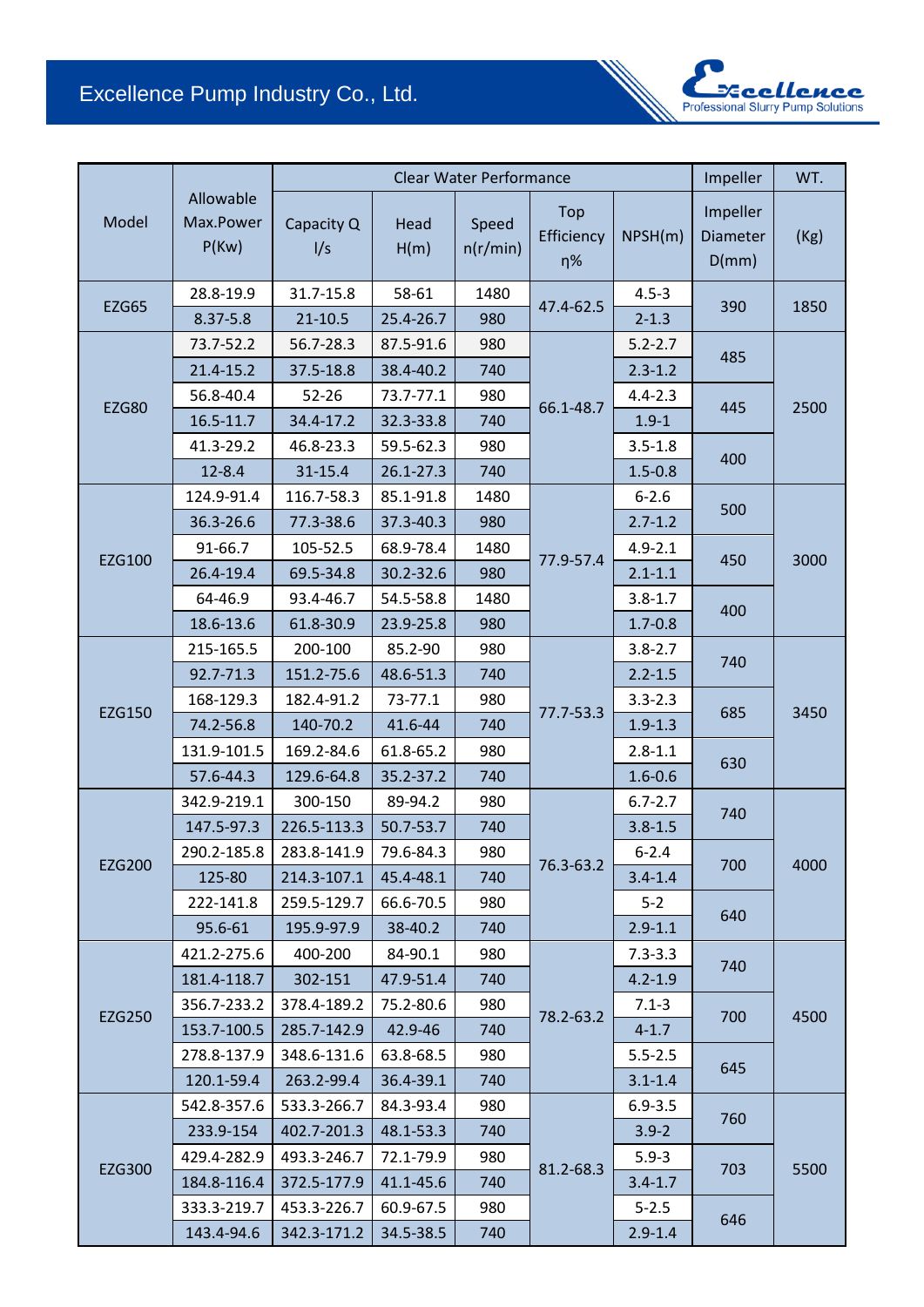| Model | Allowable Max.Power P(Kw) | Clear Water Performance | | | | | Impeller | WT. |
|---|---|---|---|---|---|---|---|---|
| | | Capacity Q l/s | Head H(m) | Speed n(r/min) | Top Efficiency η% | NPSH(m) | Impeller Diameter D(mm) | (Kg) |
| EZG65 | 28.8-19.9 | 31.7-15.8 | 58-61 | 1480 | 47.4-62.5 | 4.5-3 | 390 | 1850 |
| | 8.37-5.8 | 21-10.5 | 25.4-26.7 | 980 | | 2-1.3 | | |
| EZG80 | 73.7-52.2 | 56.7-28.3 | 87.5-91.6 | 980 | 66.1-48.7 | 5.2-2.7 | 485 | 2500 |
| | 21.4-15.2 | 37.5-18.8 | 38.4-40.2 | 740 | | 2.3-1.2 | | |
| | 56.8-40.4 | 52-26 | 73.7-77.1 | 980 | | 4.4-2.3 | 445 | |
| | 16.5-11.7 | 34.4-17.2 | 32.3-33.8 | 740 | | 1.9-1 | | |
| | 41.3-29.2 | 46.8-23.3 | 59.5-62.3 | 980 | | 3.5-1.8 | 400 | |
| | 12-8.4 | 31-15.4 | 26.1-27.3 | 740 | | 1.5-0.8 | | |
| EZG100 | 124.9-91.4 | 116.7-58.3 | 85.1-91.8 | 1480 | 77.9-57.4 | 6-2.6 | 500 | 3000 |
| | 36.3-26.6 | 77.3-38.6 | 37.3-40.3 | 980 | | 2.7-1.2 | | |
| | 91-66.7 | 105-52.5 | 68.9-78.4 | 1480 | | 4.9-2.1 | 450 | |
| | 26.4-19.4 | 69.5-34.8 | 30.2-32.6 | 980 | | 2.1-1.1 | | |
| | 64-46.9 | 93.4-46.7 | 54.5-58.8 | 1480 | | 3.8-1.7 | 400 | |
| | 18.6-13.6 | 61.8-30.9 | 23.9-25.8 | 980 | | 1.7-0.8 | | |
| EZG150 | 215-165.5 | 200-100 | 85.2-90 | 980 | 77.7-53.3 | 3.8-2.7 | 740 | 3450 |
| | 92.7-71.3 | 151.2-75.6 | 48.6-51.3 | 740 | | 2.2-1.5 | | |
| | 168-129.3 | 182.4-91.2 | 73-77.1 | 980 | | 3.3-2.3 | 685 | |
| | 74.2-56.8 | 140-70.2 | 41.6-44 | 740 | | 1.9-1.3 | | |
| | 131.9-101.5 | 169.2-84.6 | 61.8-65.2 | 980 | | 2.8-1.1 | 630 | |
| | 57.6-44.3 | 129.6-64.8 | 35.2-37.2 | 740 | | 1.6-0.6 | | |
| EZG200 | 342.9-219.1 | 300-150 | 89-94.2 | 980 | 76.3-63.2 | 6.7-2.7 | 740 | 4000 |
| | 147.5-97.3 | 226.5-113.3 | 50.7-53.7 | 740 | | 3.8-1.5 | | |
| | 290.2-185.8 | 283.8-141.9 | 79.6-84.3 | 980 | | 6-2.4 | 700 | |
| | 125-80 | 214.3-107.1 | 45.4-48.1 | 740 | | 3.4-1.4 | | |
| | 222-141.8 | 259.5-129.7 | 66.6-70.5 | 980 | | 5-2 | 640 | |
| | 95.6-61 | 195.9-97.9 | 38-40.2 | 740 | | 2.9-1.1 | | |
| EZG250 | 421.2-275.6 | 400-200 | 84-90.1 | 980 | 78.2-63.2 | 7.3-3.3 | 740 | 4500 |
| | 181.4-118.7 | 302-151 | 47.9-51.4 | 740 | | 4.2-1.9 | | |
| | 356.7-233.2 | 378.4-189.2 | 75.2-80.6 | 980 | | 7.1-3 | 700 | |
| | 153.7-100.5 | 285.7-142.9 | 42.9-46 | 740 | | 4-1.7 | | |
| | 278.8-137.9 | 348.6-131.6 | 63.8-68.5 | 980 | | 5.5-2.5 | 645 | |
| | 120.1-59.4 | 263.2-99.4 | 36.4-39.1 | 740 | | 3.1-1.4 | | |
| EZG300 | 542.8-357.6 | 533.3-266.7 | 84.3-93.4 | 980 | 81.2-68.3 | 6.9-3.5 | 760 | 5500 |
| | 233.9-154 | 402.7-201.3 | 48.1-53.3 | 740 | | 3.9-2 | | |
| | 429.4-282.9 | 493.3-246.7 | 72.1-79.9 | 980 | | 5.9-3 | 703 | |
| | 184.8-116.4 | 372.5-177.9 | 41.1-45.6 | 740 | | 3.4-1.7 | | |
| | 333.3-219.7 | 453.3-226.7 | 60.9-67.5 | 980 | | 5-2.5 | 646 | |
| | 143.4-94.6 | 342.3-171.2 | 34.5-38.5 | 740 | | 2.9-1.4 | | |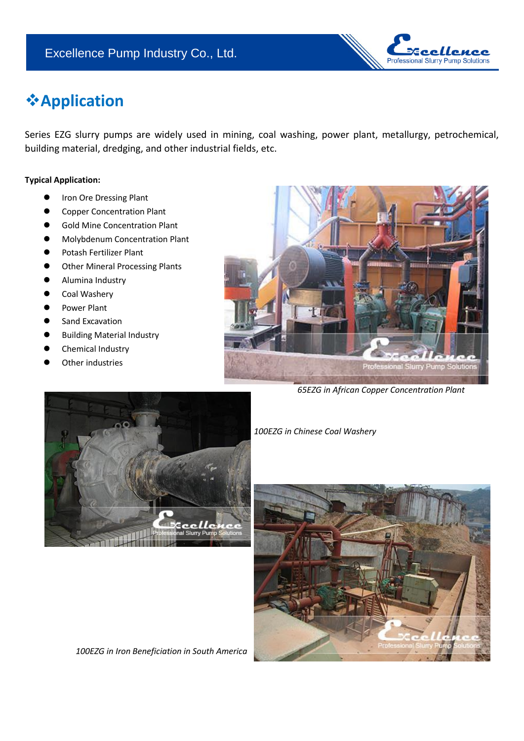# ❖Application

Series EZG slurry pumps are widely used in mining, coal washing, power plant, metallurgy, petrochemical, building material, dredging, and other industrial fields, etc.

**Typical Application:**

- Iron Ore Dressing Plant
- Copper Concentration Plant
- Gold Mine Concentration Plant
- Molybdenum Concentration Plant
- Potash Fertilizer Plant
- Other Mineral Processing Plants
- Alumina Industry
- Coal Washery
- Power Plant
- Sand Excavation
- Building Material Industry
- Chemical Industry
- Other industries

*65EZG in African Copper Concentration Plant*

*100EZG in Chinese Coal Washery*

*100EZG in Iron Beneficiation in South America*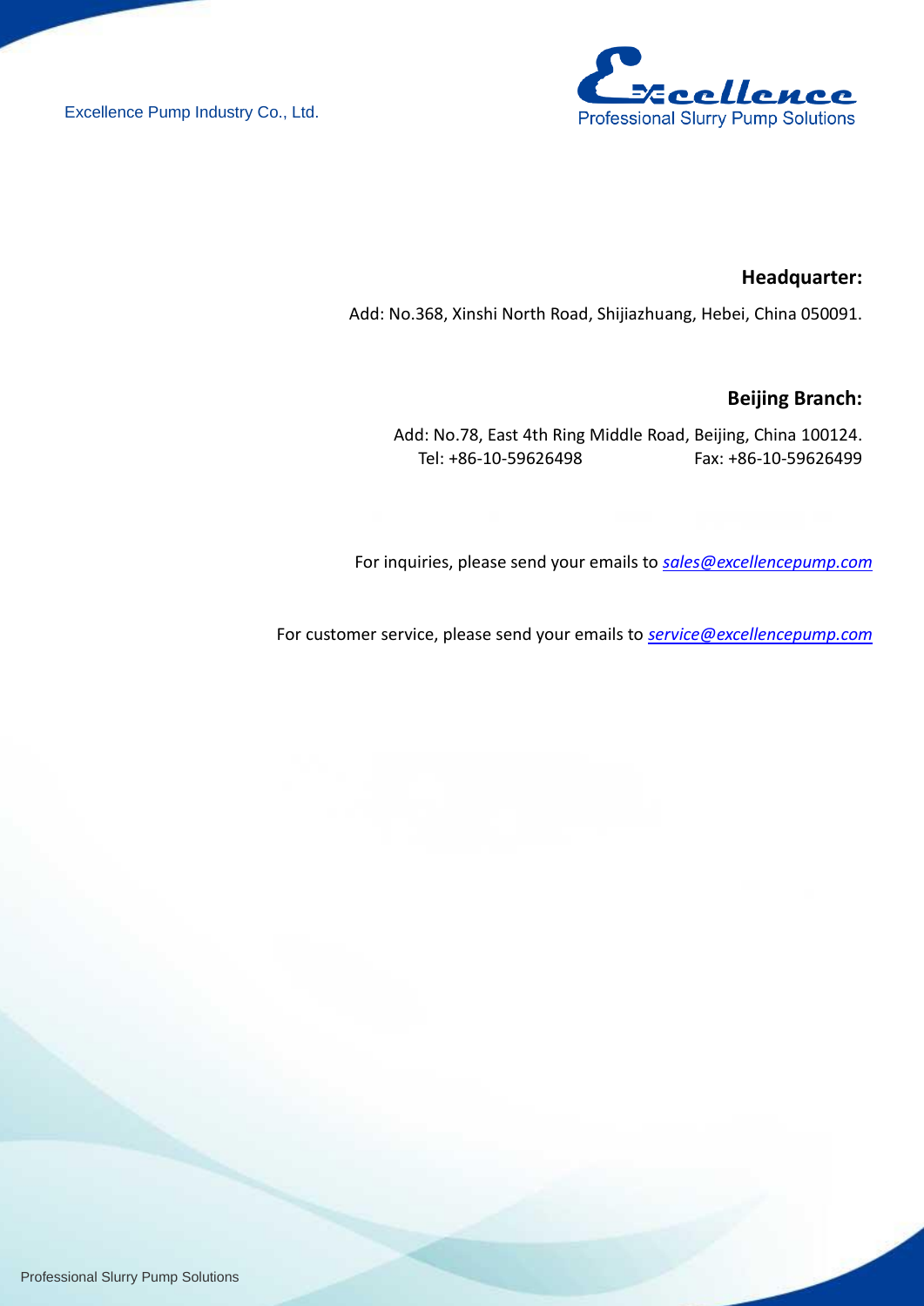**Headquarter:**

Add: No.368, Xinshi North Road, Shijiazhuang, Hebei, China 050091.

**Beijing Branch:**

Add: No.78, East 4th Ring Middle Road, Beijing, China 100124.

Tel: +86-10-59626498 Fax: +86-10-59626499

For inquiries, please send your emails to *sales@excellencepump.com*

For customer service, please send your emails to *service@excellencepump.com*